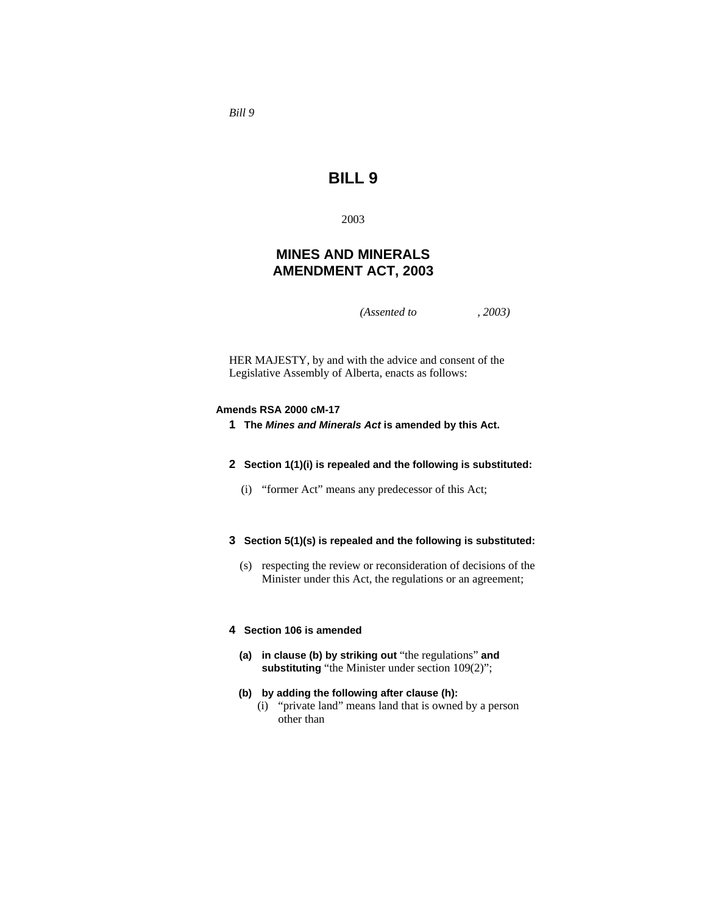*Bill 9*

# BILL 9

2003

## MINES AND MINERALS AMENDMENT ACT, 2003

*(Assented to , 2003)*

HER MAJESTY, by and with the advice and consent of the Legislative Assembly of Alberta, enacts as follows:

**Amends RSA 2000 cM-17**

**1** **The *Mines and Minerals Act* is amended by this Act.**

**2** **Section 1(1)(i) is repealed and the following is substituted:**

(i) "former Act" means any predecessor of this Act;

**3** **Section 5(1)(s) is repealed and the following is substituted:**

(s) respecting the review or reconsideration of decisions of the Minister under this Act, the regulations or an agreement;

**4** **Section 106 is amended**

**(a)** **in clause (b) by striking out** "the regulations" **and substituting** "the Minister under section 109(2)";

**(b)** **by adding the following after clause (h):**

(i) "private land" means land that is owned by a person other than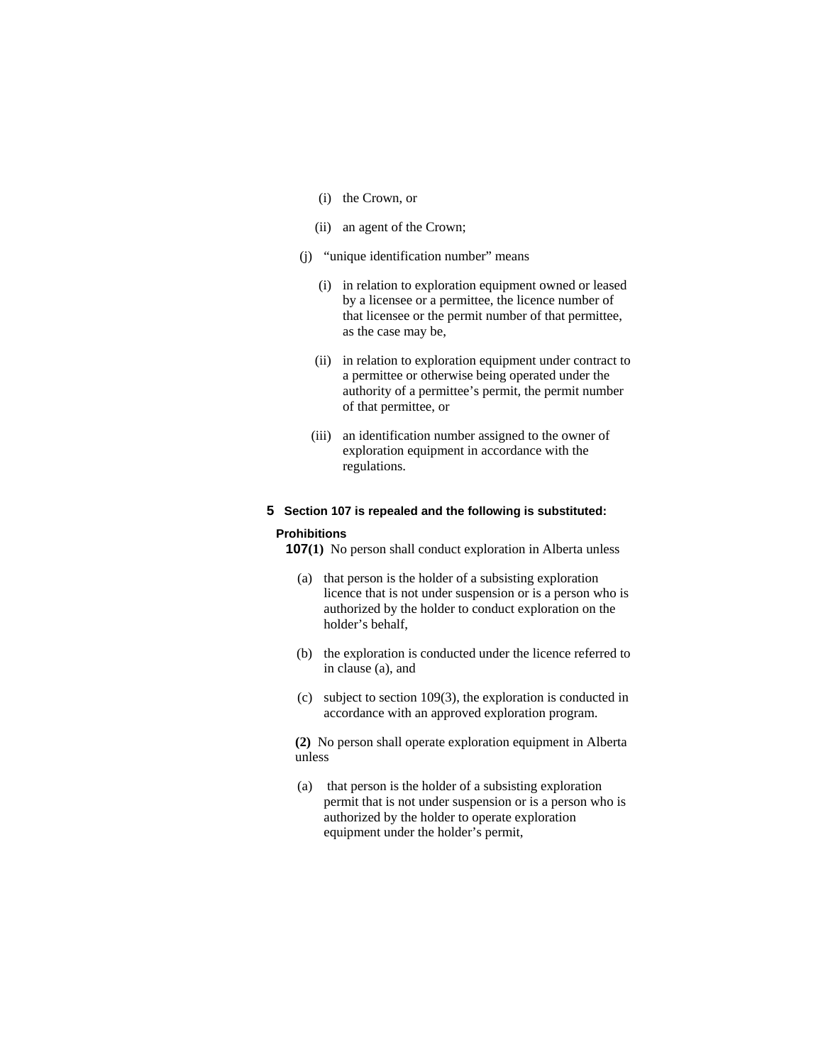(i) the Crown, or

(ii) an agent of the Crown;

(j) "unique identification number" means

(i) in relation to exploration equipment owned or leased by a licensee or a permittee, the licence number of that licensee or the permit number of that permittee, as the case may be,

(ii) in relation to exploration equipment under contract to a permittee or otherwise being operated under the authority of a permittee's permit, the permit number of that permittee, or

(iii) an identification number assigned to the owner of exploration equipment in accordance with the regulations.

**5 Section 107 is repealed and the following is substituted:**

**Prohibitions**

**107(1)** No person shall conduct exploration in Alberta unless

(a) that person is the holder of a subsisting exploration licence that is not under suspension or is a person who is authorized by the holder to conduct exploration on the holder's behalf,

(b) the exploration is conducted under the licence referred to in clause (a), and

(c) subject to section 109(3), the exploration is conducted in accordance with an approved exploration program.

**(2)** No person shall operate exploration equipment in Alberta unless

(a) that person is the holder of a subsisting exploration permit that is not under suspension or is a person who is authorized by the holder to operate exploration equipment under the holder's permit,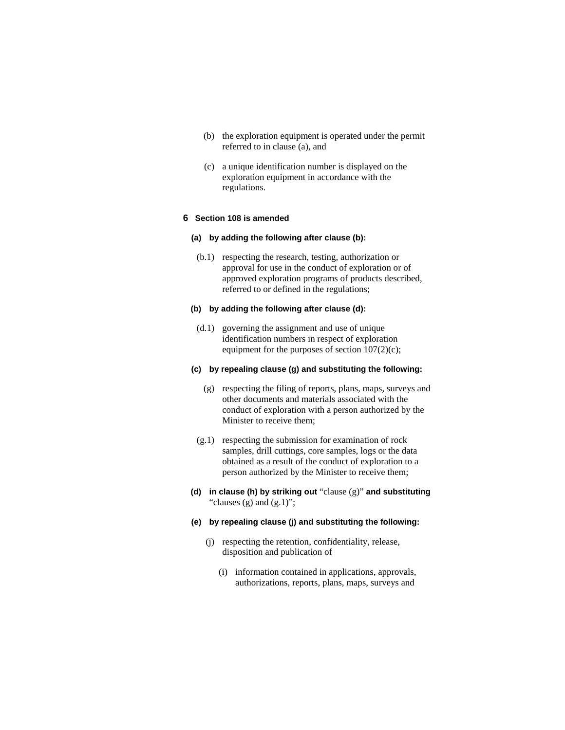(b) the exploration equipment is operated under the permit referred to in clause (a), and

(c) a unique identification number is displayed on the exploration equipment in accordance with the regulations.

**6 Section 108 is amended**

**(a) by adding the following after clause (b):**

(b.1) respecting the research, testing, authorization or approval for use in the conduct of exploration or of approved exploration programs of products described, referred to or defined in the regulations;

**(b) by adding the following after clause (d):**

(d.1) governing the assignment and use of unique identification numbers in respect of exploration equipment for the purposes of section 107(2)(c);

**(c) by repealing clause (g) and substituting the following:**

(g) respecting the filing of reports, plans, maps, surveys and other documents and materials associated with the conduct of exploration with a person authorized by the Minister to receive them;

(g.1) respecting the submission for examination of rock samples, drill cuttings, core samples, logs or the data obtained as a result of the conduct of exploration to a person authorized by the Minister to receive them;

**(d) in clause (h) by striking out** "clause (g)" **and substituting** "clauses (g) and (g.1)";

**(e) by repealing clause (j) and substituting the following:**

(j) respecting the retention, confidentiality, release, disposition and publication of

(i) information contained in applications, approvals, authorizations, reports, plans, maps, surveys and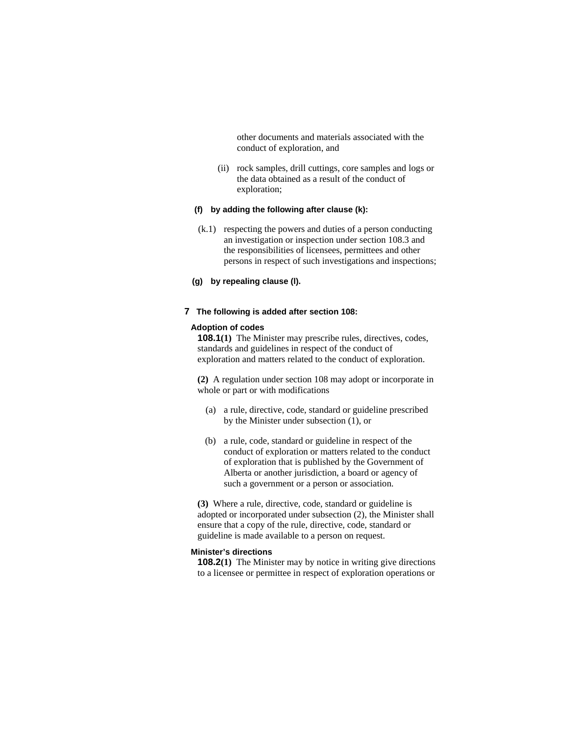other documents and materials associated with the conduct of exploration, and

(ii) rock samples, drill cuttings, core samples and logs or the data obtained as a result of the conduct of exploration;

**(f) by adding the following after clause (k):**

(k.1) respecting the powers and duties of a person conducting an investigation or inspection under section 108.3 and the responsibilities of licensees, permittees and other persons in respect of such investigations and inspections;

**(g) by repealing clause (l).**

**7 The following is added after section 108:**

**Adoption of codes**

**108.1(1)** The Minister may prescribe rules, directives, codes, standards and guidelines in respect of the conduct of exploration and matters related to the conduct of exploration.

**(2)** A regulation under section 108 may adopt or incorporate in whole or part or with modifications

(a) a rule, directive, code, standard or guideline prescribed by the Minister under subsection (1), or

(b) a rule, code, standard or guideline in respect of the conduct of exploration or matters related to the conduct of exploration that is published by the Government of Alberta or another jurisdiction, a board or agency of such a government or a person or association.

**(3)** Where a rule, directive, code, standard or guideline is adopted or incorporated under subsection (2), the Minister shall ensure that a copy of the rule, directive, code, standard or guideline is made available to a person on request.

**Minister's directions**

**108.2(1)** The Minister may by notice in writing give directions to a licensee or permittee in respect of exploration operations or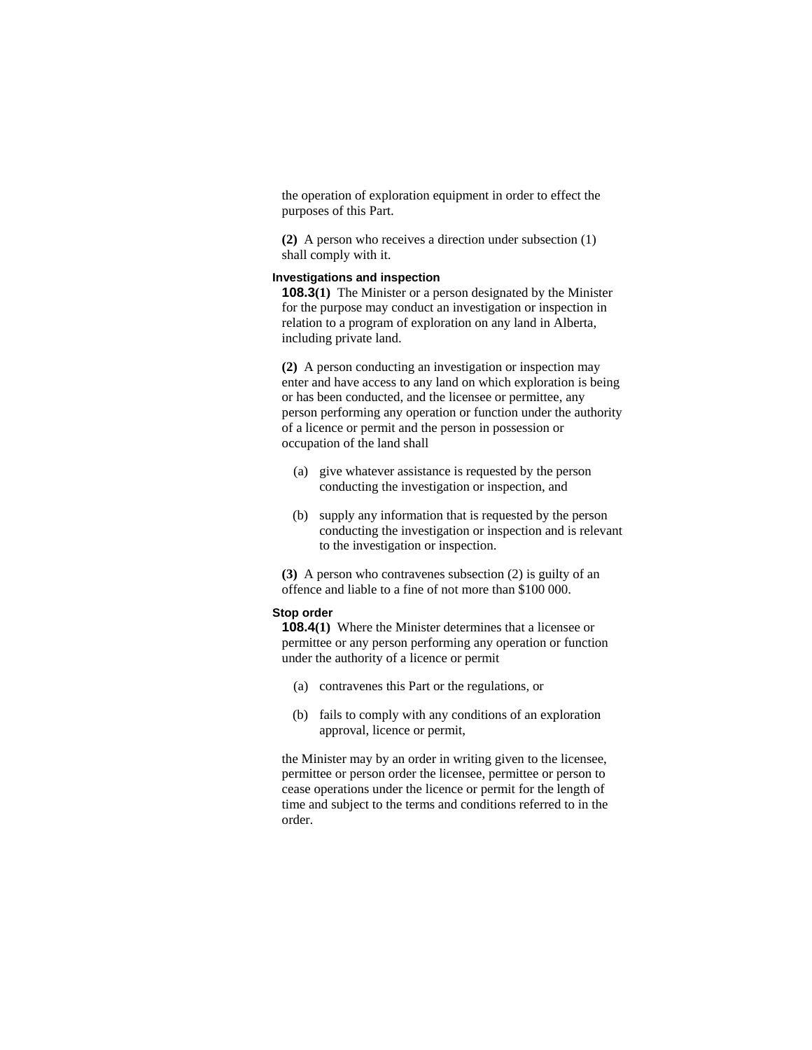the operation of exploration equipment in order to effect the purposes of this Part.

**(2)** A person who receives a direction under subsection (1) shall comply with it.

#### Investigations and inspection

**108.3(1)** The Minister or a person designated by the Minister for the purpose may conduct an investigation or inspection in relation to a program of exploration on any land in Alberta, including private land.

**(2)** A person conducting an investigation or inspection may enter and have access to any land on which exploration is being or has been conducted, and the licensee or permittee, any person performing any operation or function under the authority of a licence or permit and the person in possession or occupation of the land shall

(a) give whatever assistance is requested by the person conducting the investigation or inspection, and

(b) supply any information that is requested by the person conducting the investigation or inspection and is relevant to the investigation or inspection.

**(3)** A person who contravenes subsection (2) is guilty of an offence and liable to a fine of not more than $100 000.

#### Stop order

**108.4(1)** Where the Minister determines that a licensee or permittee or any person performing any operation or function under the authority of a licence or permit

(a) contravenes this Part or the regulations, or

(b) fails to comply with any conditions of an exploration approval, licence or permit,

the Minister may by an order in writing given to the licensee, permittee or person order the licensee, permittee or person to cease operations under the licence or permit for the length of time and subject to the terms and conditions referred to in the order.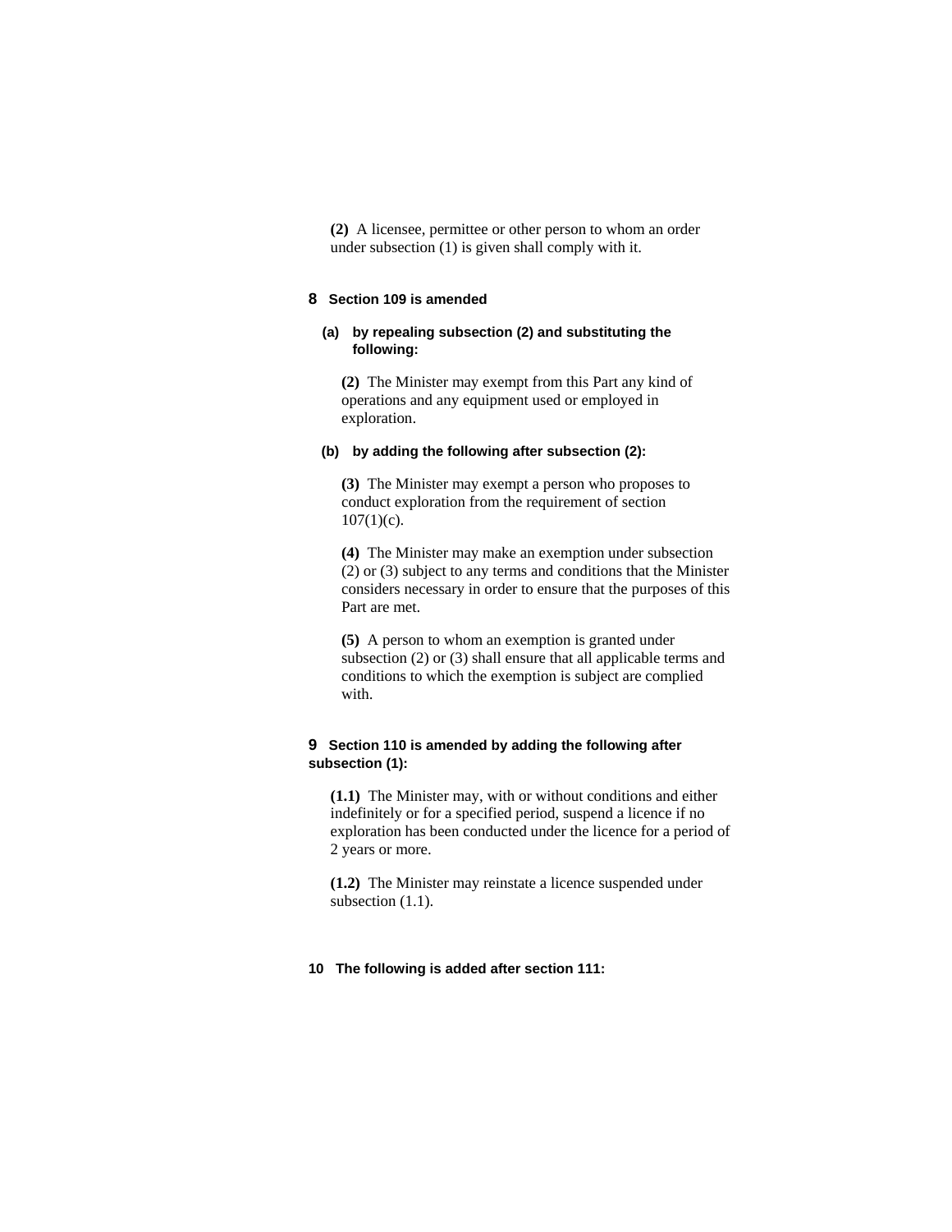**(2)** A licensee, permittee or other person to whom an order under subsection (1) is given shall comply with it.

**8 Section 109 is amended**

**(a) by repealing subsection (2) and substituting the following:**

**(2)** The Minister may exempt from this Part any kind of operations and any equipment used or employed in exploration.

**(b) by adding the following after subsection (2):**

**(3)** The Minister may exempt a person who proposes to conduct exploration from the requirement of section 107(1)(c).

**(4)** The Minister may make an exemption under subsection (2) or (3) subject to any terms and conditions that the Minister considers necessary in order to ensure that the purposes of this Part are met.

**(5)** A person to whom an exemption is granted under subsection (2) or (3) shall ensure that all applicable terms and conditions to which the exemption is subject are complied with.

**9 Section 110 is amended by adding the following after subsection (1):**

**(1.1)** The Minister may, with or without conditions and either indefinitely or for a specified period, suspend a licence if no exploration has been conducted under the licence for a period of 2 years or more.

**(1.2)** The Minister may reinstate a licence suspended under subsection (1.1).

**10 The following is added after section 111:**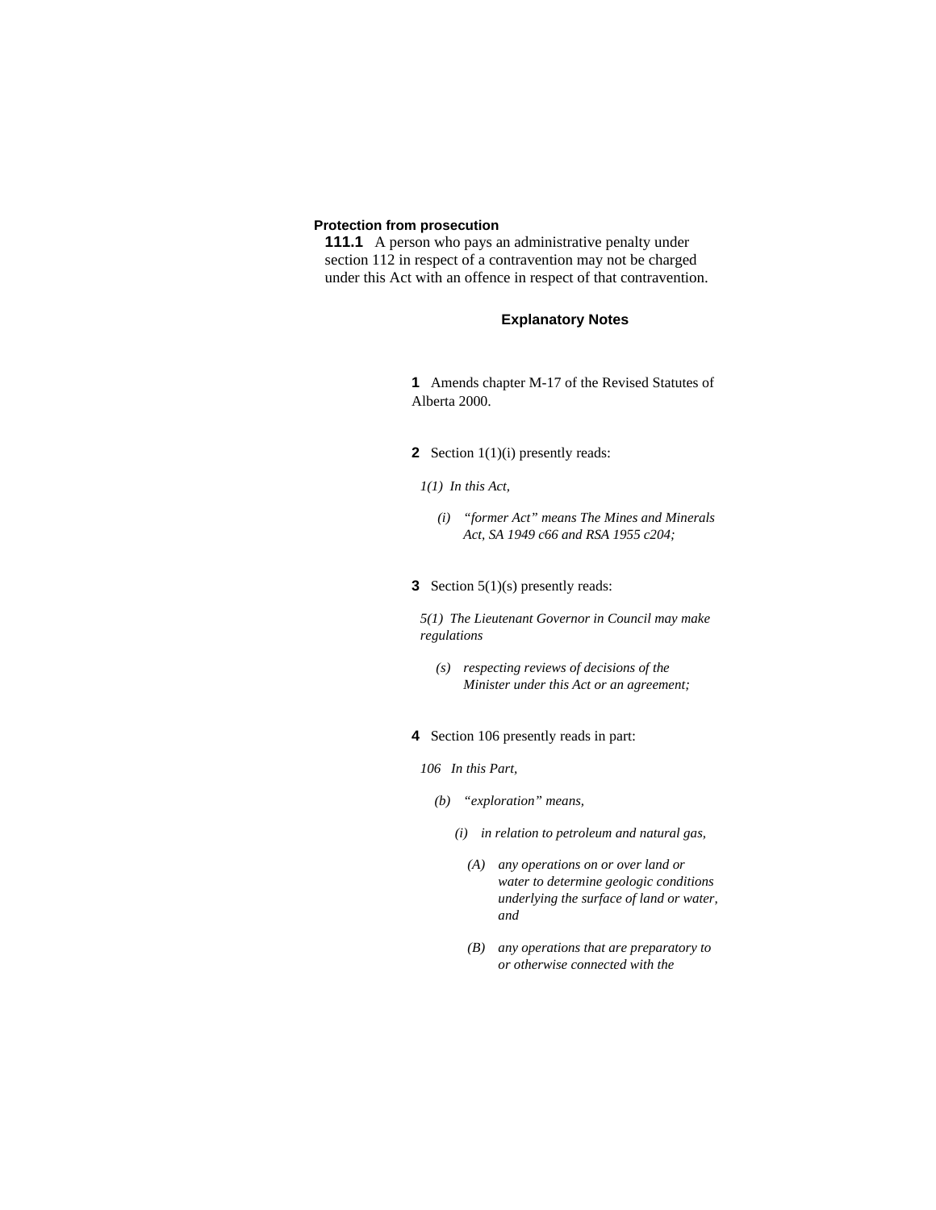**Protection from prosecution**

**111.1** A person who pays an administrative penalty under section 112 in respect of a contravention may not be charged under this Act with an offence in respect of that contravention.

### Explanatory Notes

**1** Amends chapter M-17 of the Revised Statutes of Alberta 2000.

**2** Section 1(1)(i) presently reads:

*1(1) In this Act,*

*(i) "former Act" means The Mines and Minerals Act, SA 1949 c66 and RSA 1955 c204;*

**3** Section 5(1)(s) presently reads:

*5(1) The Lieutenant Governor in Council may make regulations*

*(s) respecting reviews of decisions of the Minister under this Act or an agreement;*

**4** Section 106 presently reads in part:

*106 In this Part,*

*(b) "exploration" means,*

*(i) in relation to petroleum and natural gas,*

*(A) any operations on or over land or water to determine geologic conditions underlying the surface of land or water, and*

*(B) any operations that are preparatory to or otherwise connected with the*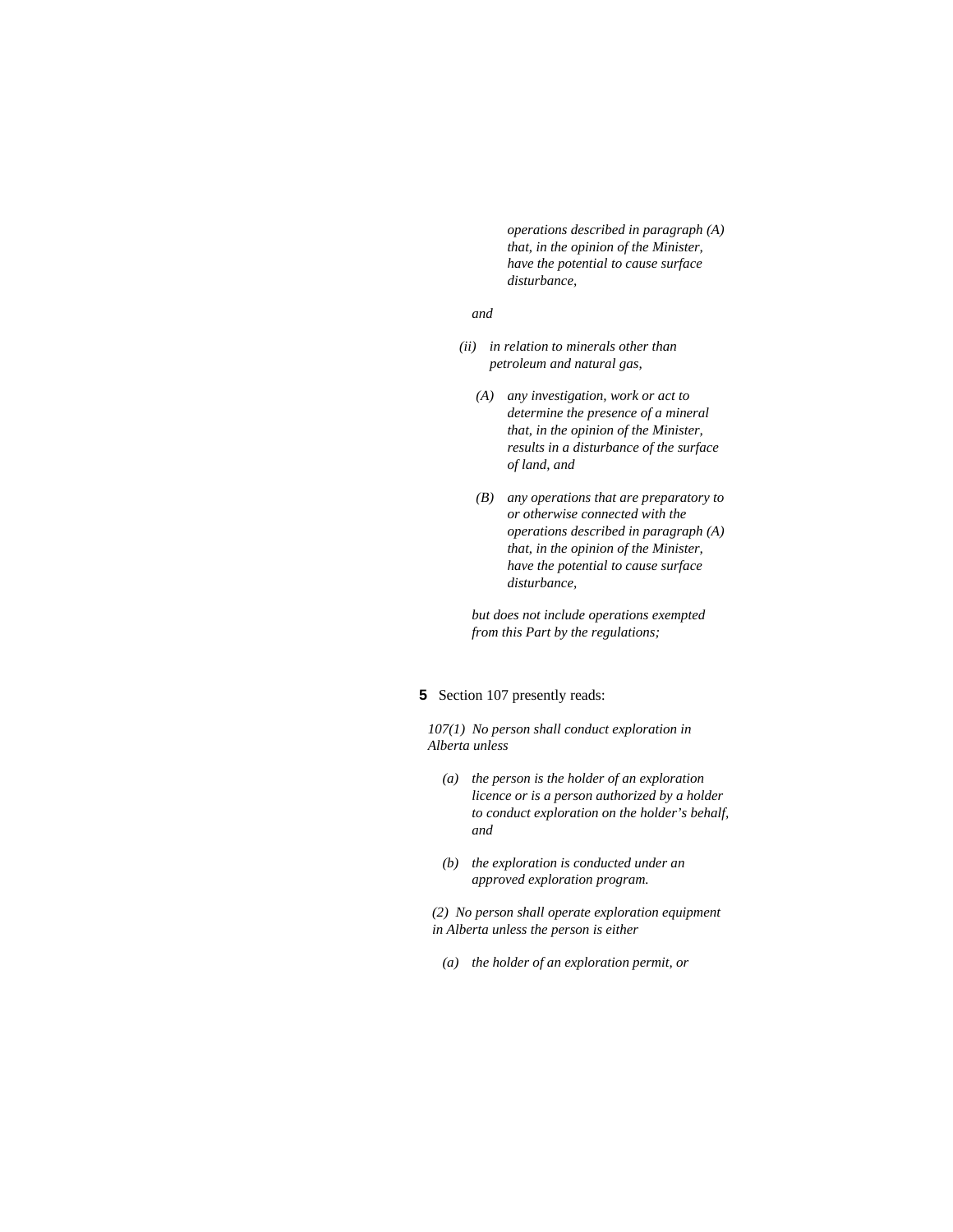*operations described in paragraph (A) that, in the opinion of the Minister, have the potential to cause surface disturbance,*

*and*

*(ii) in relation to minerals other than petroleum and natural gas,*

*(A) any investigation, work or act to determine the presence of a mineral that, in the opinion of the Minister, results in a disturbance of the surface of land, and*

*(B) any operations that are preparatory to or otherwise connected with the operations described in paragraph (A) that, in the opinion of the Minister, have the potential to cause surface disturbance,*

*but does not include operations exempted from this Part by the regulations;*

**5** Section 107 presently reads:

*107(1) No person shall conduct exploration in Alberta unless*

*(a) the person is the holder of an exploration licence or is a person authorized by a holder to conduct exploration on the holder's behalf, and*

*(b) the exploration is conducted under an approved exploration program.*

*(2) No person shall operate exploration equipment in Alberta unless the person is either*

*(a) the holder of an exploration permit, or*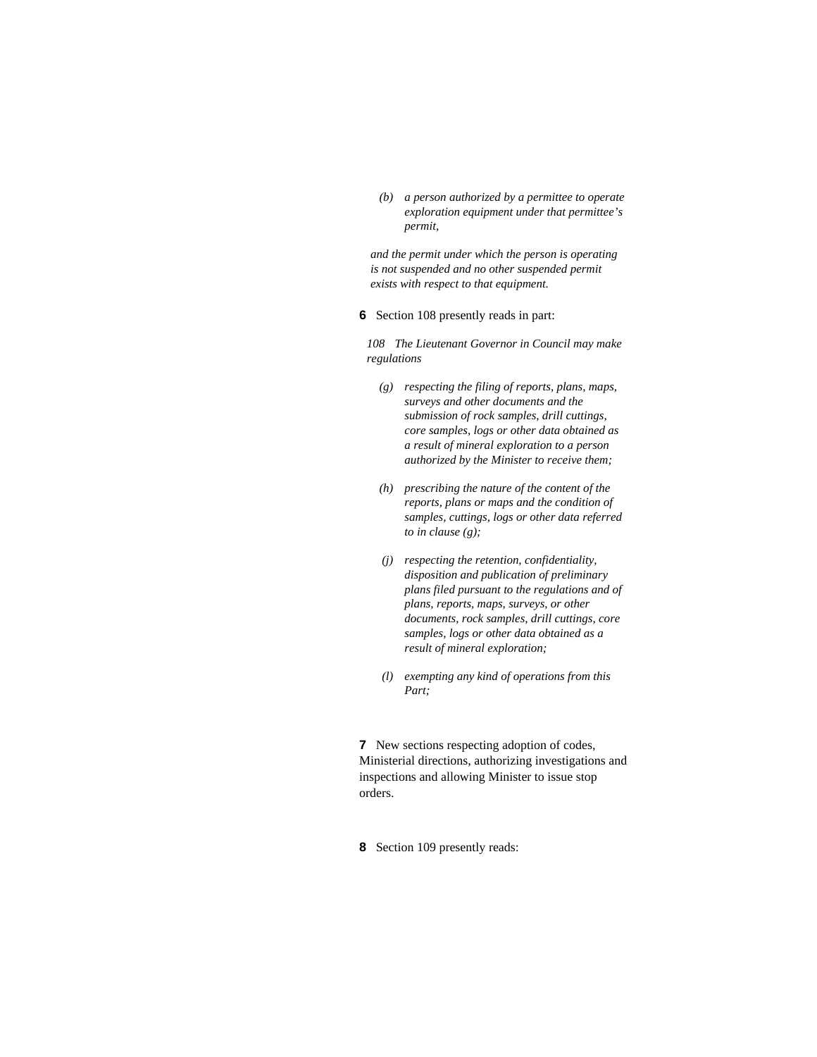*(b) a person authorized by a permittee to operate exploration equipment under that permittee's permit,*

*and the permit under which the person is operating is not suspended and no other suspended permit exists with respect to that equipment.*

**6** Section 108 presently reads in part:

*108 The Lieutenant Governor in Council may make regulations*

*(g) respecting the filing of reports, plans, maps, surveys and other documents and the submission of rock samples, drill cuttings, core samples, logs or other data obtained as a result of mineral exploration to a person authorized by the Minister to receive them;*

*(h) prescribing the nature of the content of the reports, plans or maps and the condition of samples, cuttings, logs or other data referred to in clause (g);*

*(j) respecting the retention, confidentiality, disposition and publication of preliminary plans filed pursuant to the regulations and of plans, reports, maps, surveys, or other documents, rock samples, drill cuttings, core samples, logs or other data obtained as a result of mineral exploration;*

*(l) exempting any kind of operations from this Part;*

**7** New sections respecting adoption of codes, Ministerial directions, authorizing investigations and inspections and allowing Minister to issue stop orders.

**8** Section 109 presently reads: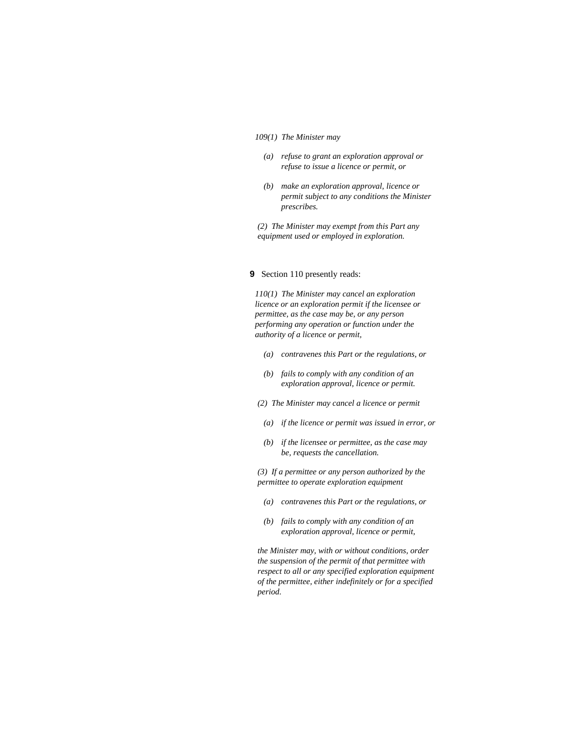*109(1) The Minister may*

*(a) refuse to grant an exploration approval or refuse to issue a licence or permit, or*

*(b) make an exploration approval, licence or permit subject to any conditions the Minister prescribes.*

*(2) The Minister may exempt from this Part any equipment used or employed in exploration.*

**9** Section 110 presently reads:

*110(1) The Minister may cancel an exploration licence or an exploration permit if the licensee or permittee, as the case may be, or any person performing any operation or function under the authority of a licence or permit,*

*(a) contravenes this Part or the regulations, or*

*(b) fails to comply with any condition of an exploration approval, licence or permit.*

*(2) The Minister may cancel a licence or permit*

*(a) if the licence or permit was issued in error, or*

*(b) if the licensee or permittee, as the case may be, requests the cancellation.*

*(3) If a permittee or any person authorized by the permittee to operate exploration equipment*

*(a) contravenes this Part or the regulations, or*

*(b) fails to comply with any condition of an exploration approval, licence or permit,*

*the Minister may, with or without conditions, order the suspension of the permit of that permittee with respect to all or any specified exploration equipment of the permittee, either indefinitely or for a specified period.*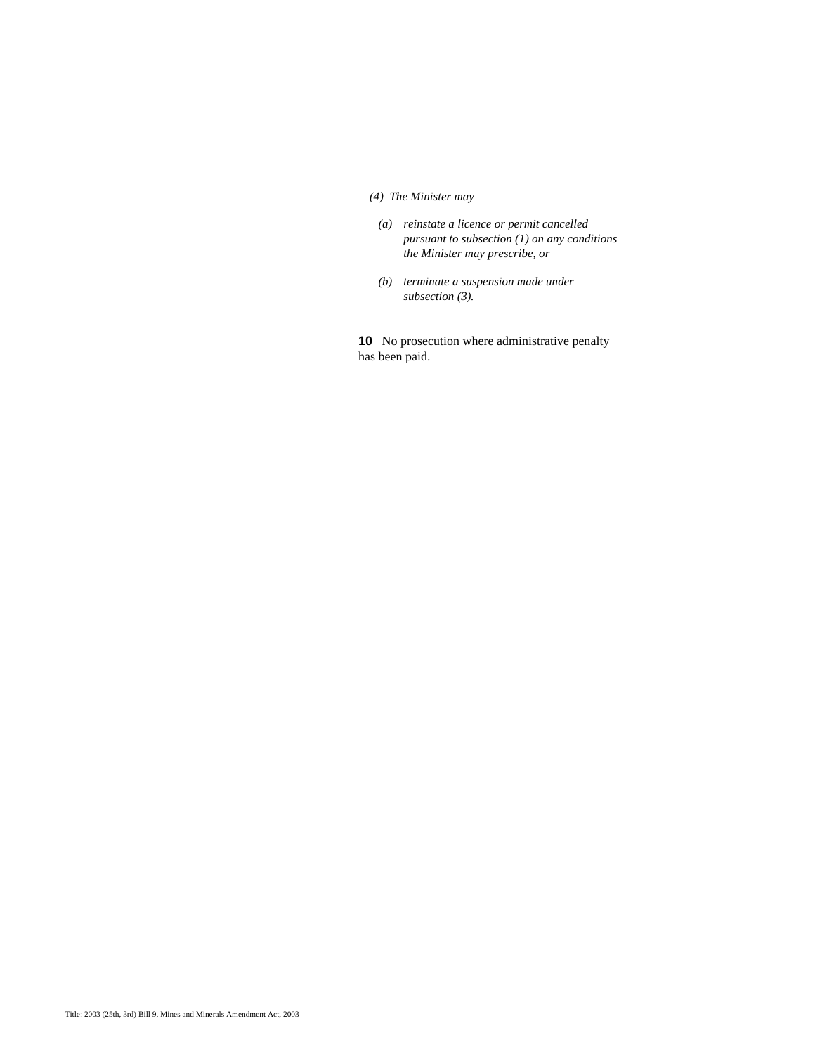*(4) The Minister may*

*(a) reinstate a licence or permit cancelled pursuant to subsection (1) on any conditions the Minister may prescribe, or*

*(b) terminate a suspension made under subsection (3).*

**10** No prosecution where administrative penalty has been paid.